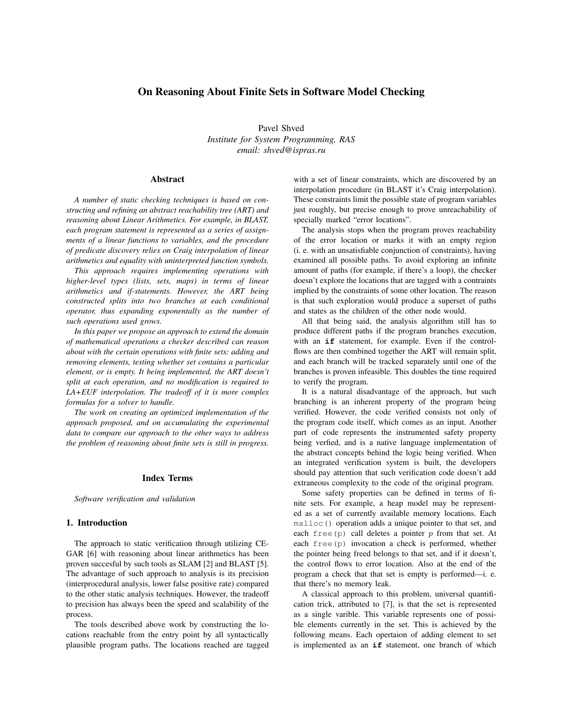# On Reasoning About Finite Sets in Software Model Checking

Pavel Shved
*Institute for System Programming, RAS*
*email: shved@ispras.ru*

## Abstract

*A number of static checking techniques is based on constructing and refining an abstract reachability tree (ART) and reasoning about Linear Arithmetics. For example, in BLAST, each program statement is represented as a series of assignments of a linear functions to variables, and the procedure of predicate discovery relies on Craig interpolation of linear arithmetics and equality with uninterpreted function symbols.*

*This approach requires implementing operations with higher-level types (lists, sets, maps) in terms of linear arithmetics and if-statements. However, the ART being constructed splits into two branches at each conditional operator, thus expanding exponentially as the number of such operations used grows.*

*In this paper we propose an approach to extend the domain of mathematical operations a checker described can reason about with the certain operations with finite sets: adding and removing elements, testing whether set contains a particular element, or is empty. It being implemented, the ART doesn't split at each operation, and no modification is required to LA+EUF interpolation. The tradeoff of it is more complex formulas for a solver to handle.*

*The work on creating an optimized implementation of the approach proposed, and on accumulating the experimental data to compare our approach to the other ways to address the problem of reasoning about finite sets is still in progress.*

## Index Terms

*Software verification and validation*

## 1. Introduction

The approach to static verification through utilizing CEGAR [6] with reasoning about linear arithmetics has been proven succesful by such tools as SLAM [2] and BLAST [5]. The advantage of such approach to analysis is its precision (interprocedural analysis, lower false positive rate) compared to the other static analysis techniques. However, the tradeoff to precision has always been the speed and scalability of the process.

The tools described above work by constructing the locations reachable from the entry point by all syntactically plausible program paths. The locations reached are tagged with a set of linear constraints, which are discovered by an interpolation procedure (in BLAST it's Craig interpolation). These constraints limit the possible state of program variables just roughly, but precise enough to prove unreachability of specially marked "error locations".

The analysis stops when the program proves reachability of the error location or marks it with an empty region (i. e. with an unsatisfiable conjunction of constraints), having examined all possible paths. To avoid exploring an infinite amount of paths (for example, if there's a loop), the checker doesn't explore the locations that are tagged with a contraints implied by the constraints of some other location. The reason is that such exploration would produce a superset of paths and states as the children of the other node would.

All that being said, the analysis algorithm still has to produce different paths if the program branches execution, with an **if** statement, for example. Even if the control-flows are then combined together the ART will remain split, and each branch will be tracked separately until one of the branches is proven infeasible. This doubles the time required to verify the program.

It is a natural disadvantage of the approach, but such branching is an inherent property of the program being verified. However, the code verified consists not only of the program code itself, which comes as an input. Another part of code represents the instrumented safety property being verfied, and is a native language implementation of the abstract concepts behind the logic being verified. When an integrated verification system is built, the developers should pay attention that such verification code doesn't add extraneous complexity to the code of the original program.

Some safety properties can be defined in terms of finite sets. For example, a heap model may be represented as a set of currently available memory locations. Each `malloc()` operation adds a unique pointer to that set, and each `free(p)` call deletes a pointer $p$ from that set. At each `free(p)` invocation a check is performed, whether the pointer being freed belongs to that set, and if it doesn't, the control flows to error location. Also at the end of the program a check that that set is empty is performed—i. e. that there's no memory leak.

A classical approach to this problem, universal quantification trick, attributed to [7], is that the set is represented as a single varible. This variable represents one of possible elements currently in the set. This is achieved by the following means. Each opertaion of adding element to set is implemented as an **if** statement, one branch of which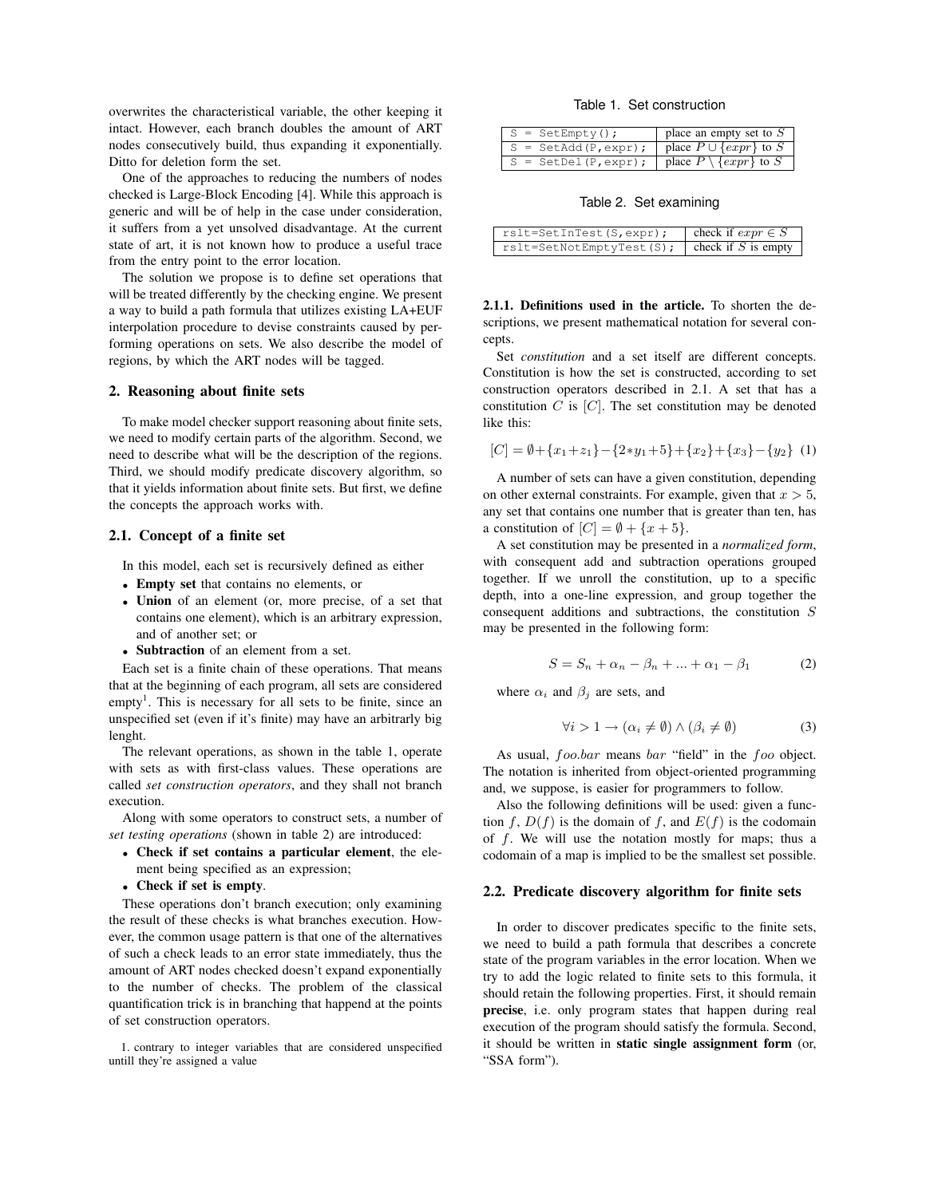overwrites the characteristical variable, the other keeping it intact. However, each branch doubles the amount of ART nodes consecutively build, thus expanding it exponentially. Ditto for deletion form the set.

One of the approaches to reducing the numbers of nodes checked is Large-Block Encoding [4]. While this approach is generic and will be of help in the case under consideration, it suffers from a yet unsolved disadvantage. At the current state of art, it is not known how to produce a useful trace from the entry point to the error location.

The solution we propose is to define set operations that will be treated differently by the checking engine. We present a way to build a path formula that utilizes existing LA+EUF interpolation procedure to devise constraints caused by performing operations on sets. We also describe the model of regions, by which the ART nodes will be tagged.

## 2. Reasoning about finite sets

To make model checker support reasoning about finite sets, we need to modify certain parts of the algorithm. Second, we need to describe what will be the description of the regions. Third, we should modify predicate discovery algorithm, so that it yields information about finite sets. But first, we define the concepts the approach works with.

### 2.1. Concept of a finite set

In this model, each set is recursively defined as either

- **Empty set** that contains no elements, or
- **Union** of an element (or, more precise, of a set that contains one element), which is an arbitrary expression, and of another set; or
- **Subtraction** of an element from a set.

Each set is a finite chain of these operations. That means that at the beginning of each program, all sets are considered empty[1]. This is necessary for all sets to be finite, since an unspecified set (even if it's finite) may have an arbitrarly big lenght.

The relevant operations, as shown in the table 1, operate with sets as with first-class values. These operations are called *set construction operators*, and they shall not branch execution.

Along with some operators to construct sets, a number of *set testing operations* (shown in table 2) are introduced:

- **Check if set contains a particular element**, the element being specified as an expression;
- **Check if set is empty**.

These operations don't branch execution; only examining the result of these checks is what branches execution. However, the common usage pattern is that one of the alternatives of such a check leads to an error state immediately, thus the amount of ART nodes checked doesn't expand exponentially to the number of checks. The problem of the classical quantification trick is in branching that happend at the points of set construction operators.

1. contrary to integer variables that are considered unspecified untill they're assigned a value

Table 1. Set construction

| | |
|---|---|
| `S = SetEmpty();` | place an empty set to $S$ |
| `S = SetAdd(P,expr);` | place $P \cup \{expr\}$ to $S$ |
| `S = SetDel(P,expr);` | place $P \setminus \{expr\}$ to $S$ |

Table 2. Set examining

| | |
|---|---|
| `rslt=SetInTest(S,expr);` | check if $expr \in S$ |
| `rslt=SetNotEmptyTest(S);` | check if $S$ is empty |

**2.1.1. Definitions used in the article.** To shorten the descriptions, we present mathematical notation for several concepts.

Set *constitution* and a set itself are different concepts. Constitution is how the set is constructed, according to set construction operators described in 2.1. A set that has a constitution $C$ is $[C]$. The set constitution may be denoted like this:

$$[C] = \emptyset + \{x_1 + z_1\} - \{2 * y_1 + 5\} + \{x_2\} + \{x_3\} - \{y_2\} \quad (1)$$

A number of sets can have a given constitution, depending on other external constraints. For example, given that $x > 5$, any set that contains one number that is greater than ten, has a constitution of $[C] = \emptyset + \{x + 5\}$.

A set constitution may be presented in a *normalized form*, with consequent add and subtraction operations grouped together. If we unroll the constitution, up to a specific depth, into a one-line expression, and group together the consequent additions and subtractions, the constitution $S$ may be presented in the following form:

$$S = S_n + \alpha_n - \beta_n + ... + \alpha_1 - \beta_1 \quad (2)$$

where $\alpha_i$ and $\beta_j$ are sets, and

$$\forall i > 1 \rightarrow (\alpha_i \neq \emptyset) \wedge (\beta_i \neq \emptyset) \quad (3)$$

As usual, $foo.bar$ means $bar$ "field" in the $foo$ object. The notation is inherited from object-oriented programming and, we suppose, is easier for programmers to follow.

Also the following definitions will be used: given a function $f$, $D(f)$ is the domain of $f$, and $E(f)$ is the codomain of $f$. We will use the notation mostly for maps; thus a codomain of a map is implied to be the smallest set possible.

### 2.2. Predicate discovery algorithm for finite sets

In order to discover predicates specific to the finite sets, we need to build a path formula that describes a concrete state of the program variables in the error location. When we try to add the logic related to finite sets to this formula, it should retain the following properties. First, it should remain **precise**, i.e. only program states that happen during real execution of the program should satisfy the formula. Second, it should be written in **static single assignment form** (or, "SSA form").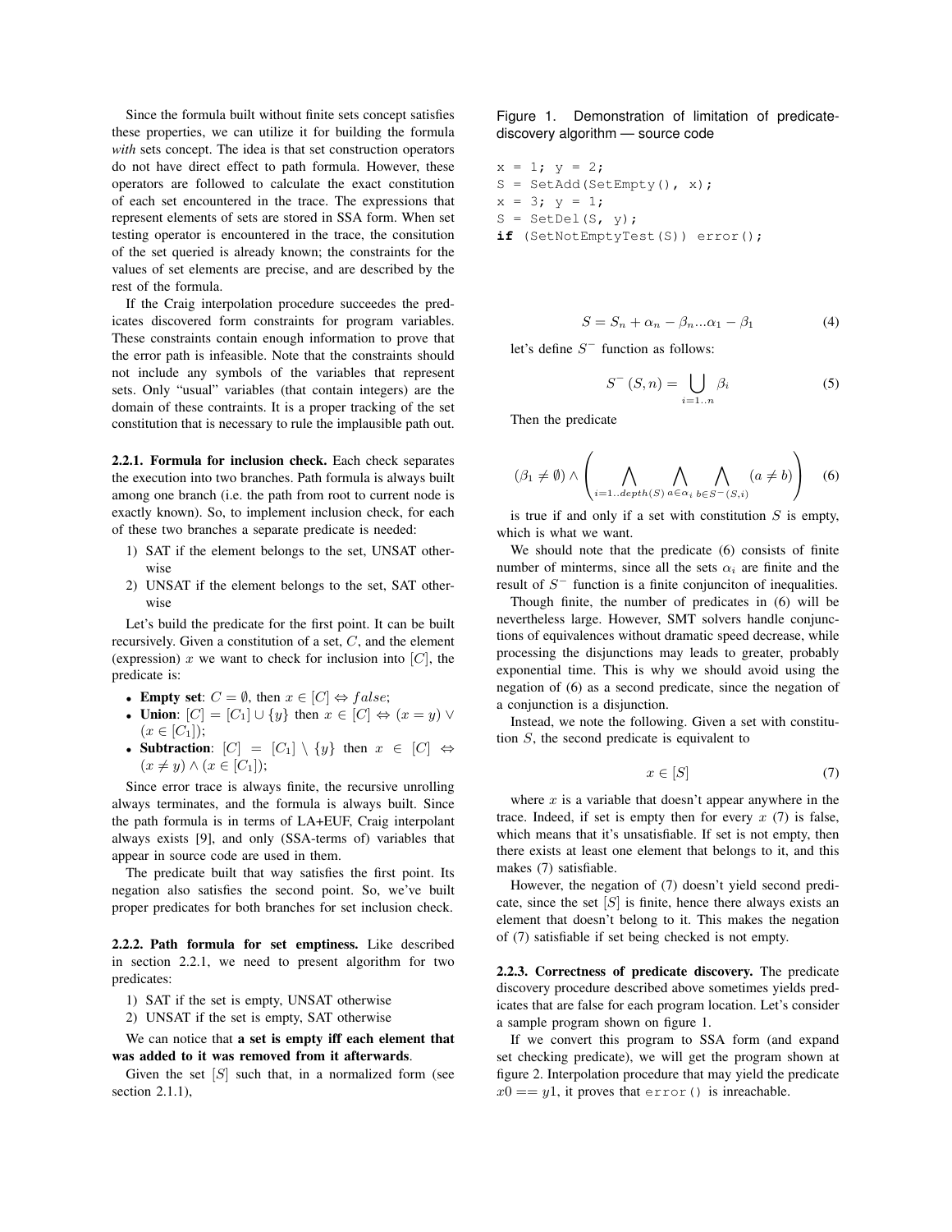Since the formula built without finite sets concept satisfies these properties, we can utilize it for building the formula *with* sets concept. The idea is that set construction operators do not have direct effect to path formula. However, these operators are followed to calculate the exact constitution of each set encountered in the trace. The expressions that represent elements of sets are stored in SSA form. When set testing operator is encountered in the trace, the consitution of the set queried is already known; the constraints for the values of set elements are precise, and are described by the rest of the formula.

If the Craig interpolation procedure succeedes the predicates discovered form constraints for program variables. These constraints contain enough information to prove that the error path is infeasible. Note that the constraints should not include any symbols of the variables that represent sets. Only "usual" variables (that contain integers) are the domain of these contraints. It is a proper tracking of the set constitution that is necessary to rule the implausible path out.

**2.2.1. Formula for inclusion check.** Each check separates the execution into two branches. Path formula is always built among one branch (i.e. the path from root to current node is exactly known). So, to implement inclusion check, for each of these two branches a separate predicate is needed:

1) SAT if the element belongs to the set, UNSAT otherwise
2) UNSAT if the element belongs to the set, SAT otherwise

Let's build the predicate for the first point. It can be built recursively. Given a constitution of a set, $C$, and the element (expression) $x$ we want to check for inclusion into $[C]$, the predicate is:

- **Empty set**: $C = \emptyset$, then $x \in [C] \Leftrightarrow false$;
- **Union**: $[C] = [C_1] \cup \{y\}$ then $x \in [C] \Leftrightarrow (x = y) \vee (x \in [C_1])$;
- **Subtraction**: $[C] = [C_1] \setminus \{y\}$ then $x \in [C] \Leftrightarrow (x \neq y) \wedge (x \in [C_1])$;

Since error trace is always finite, the recursive unrolling always terminates, and the formula is always built. Since the path formula is in terms of LA+EUF, Craig interpolant always exists [9], and only (SSA-terms of) variables that appear in source code are used in them.

The predicate built that way satisfies the first point. Its negation also satisfies the second point. So, we've built proper predicates for both branches for set inclusion check.

**2.2.2. Path formula for set emptiness.** Like described in section 2.2.1, we need to present algorithm for two predicates:

1) SAT if the set is empty, UNSAT otherwise
2) UNSAT if the set is empty, SAT otherwise

We can notice that **a set is empty iff each element that was added to it was removed from it afterwards**.

Given the set $[S]$ such that, in a normalized form (see section 2.1.1),

$$S = S_n + \alpha_n - \beta_n ... \alpha_1 - \beta_1 \tag{4}$$

let's define $S^-$ function as follows:

$$S^-(S, n) = \bigcup_{i=1..n} \beta_i \tag{5}$$

Then the predicate

$$(\beta_1 \neq \emptyset) \wedge \left( \bigwedge_{i=1..depth(S)} \bigwedge_{a \in \alpha_i} \bigwedge_{b \in S^-(S,i)} (a \neq b) \right) \tag{6}$$

is true if and only if a set with constitution $S$ is empty, which is what we want.

We should note that the predicate (6) consists of finite number of minterms, since all the sets $\alpha_i$ are finite and the result of $S^-$ function is a finite conjunciton of inequalities.

Though finite, the number of predicates in (6) will be nevertheless large. However, SMT solvers handle conjunctions of equivalences without dramatic speed decrease, while processing the disjunctions may leads to greater, probably exponential time. This is why we should avoid using the negation of (6) as a second predicate, since the negation of a conjunction is a disjunction.

Instead, we note the following. Given a set with constitution $S$, the second predicate is equivalent to

$$x \in [S] \tag{7}$$

where $x$ is a variable that doesn't appear anywhere in the trace. Indeed, if set is empty then for every $x$ (7) is false, which means that it's unsatisfiable. If set is not empty, then there exists at least one element that belongs to it, and this makes (7) satisfiable.

However, the negation of (7) doesn't yield second predicate, since the set $[S]$ is finite, hence there always exists an element that doesn't belong to it. This makes the negation of (7) satisfiable if set being checked is not empty.

**2.2.3. Correctness of predicate discovery.** The predicate discovery procedure described above sometimes yields predicates that are false for each program location. Let's consider a sample program shown on figure 1.

Figure 1. Demonstration of limitation of predicate-discovery algorithm — source code

```
x = 1; y = 2;
S = SetAdd(SetEmpty(), x);
x = 3; y = 1;
S = SetDel(S, y);
if (SetNotEmptyTest(S)) error();
```

If we convert this program to SSA form (and expand set checking predicate), we will get the program shown at figure 2. Interpolation procedure that may yield the predicate $x0 == y1$, it proves that `error()` is inreachable.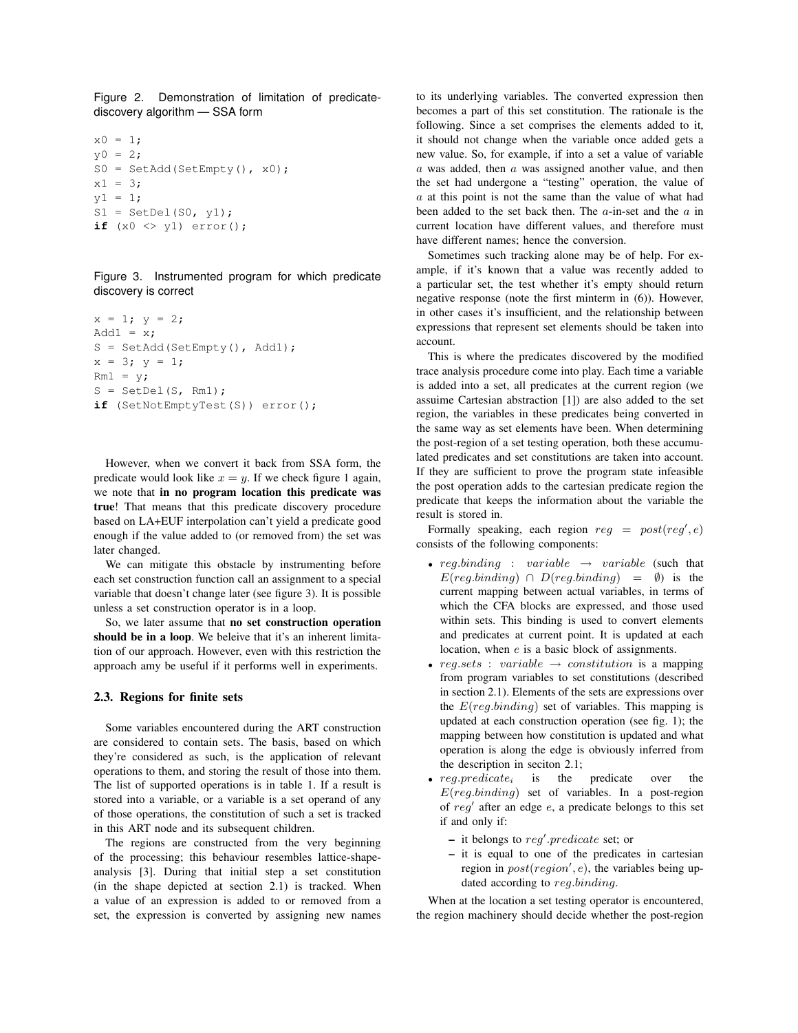Figure 2. Demonstration of limitation of predicate-discovery algorithm — SSA form

```
x0 = 1;
y0 = 2;
S0 = SetAdd(SetEmpty(), x0);
x1 = 3;
y1 = 1;
S1 = SetDel(S0, y1);
if (x0 <> y1) error();
```

Figure 3. Instrumented program for which predicate discovery is correct

```
x = 1; y = 2;
Add1 = x;
S = SetAdd(SetEmpty(), Add1);
x = 3; y = 1;
Rm1 = y;
S = SetDel(S, Rm1);
if (SetNotEmptyTest(S)) error();
```

However, when we convert it back from SSA form, the predicate would look like $x = y$. If we check figure 1 again, we note that **in no program location this predicate was true**! That means that this predicate discovery procedure based on LA+EUF interpolation can't yield a predicate good enough if the value added to (or removed from) the set was later changed.

We can mitigate this obstacle by instrumenting before each set construction function call an assignment to a special variable that doesn't change later (see figure 3). It is possible unless a set construction operator is in a loop.

So, we later assume that **no set construction operation should be in a loop**. We beleive that it's an inherent limitation of our approach. However, even with this restriction the approach amy be useful if it performs well in experiments.

### 2.3. Regions for finite sets

Some variables encountered during the ART construction are considered to contain sets. The basis, based on which they're considered as such, is the application of relevant operations to them, and storing the result of those into them. The list of supported operations is in table 1. If a result is stored into a variable, or a variable is a set operand of any of those operations, the constitution of such a set is tracked in this ART node and its subsequent children.

The regions are constructed from the very beginning of the processing; this behaviour resembles lattice-shape-analysis [3]. During that initial step a set constitution (in the shape depicted at section 2.1) is tracked. When a value of an expression is added to or removed from a set, the expression is converted by assigning new names to its underlying variables. The converted expression then becomes a part of this set constitution. The rationale is the following. Since a set comprises the elements added to it, it should not change when the variable once added gets a new value. So, for example, if into a set a value of variable $a$ was added, then $a$ was assigned another value, and then the set had undergone a "testing" operation, the value of $a$ at this point is not the same than the value of what had been added to the set back then. The $a$-in-set and the $a$ in current location have different values, and therefore must have different names; hence the conversion.

Sometimes such tracking alone may be of help. For example, if it's known that a value was recently added to a particular set, the test whether it's empty should return negative response (note the first minterm in (6)). However, in other cases it's insufficient, and the relationship between expressions that represent set elements should be taken into account.

This is where the predicates discovered by the modified trace analysis procedure come into play. Each time a variable is added into a set, all predicates at the current region (we assuime Cartesian abstraction [1]) are also added to the set region, the variables in these predicates being converted in the same way as set elements have been. When determining the post-region of a set testing operation, both these accumulated predicates and set constitutions are taken into account. If they are sufficient to prove the program state infeasible the post operation adds to the cartesian predicate region the predicate that keeps the information about the variable the result is stored in.

Formally speaking, each region $reg = post(reg', e)$ consists of the following components:

- $reg.binding : variable \rightarrow variable$ (such that $E(reg.binding) \cap D(reg.binding) = \emptyset$) is the current mapping between actual variables, in terms of which the CFA blocks are expressed, and those used within sets. This binding is used to convert elements and predicates at current point. It is updated at each location, when $e$ is a basic block of assignments.
- $reg.sets : variable \rightarrow constitution$ is a mapping from program variables to set constitutions (described in section 2.1). Elements of the sets are expressions over the $E(reg.binding)$ set of variables. This mapping is updated at each construction operation (see fig. 1); the mapping between how constitution is updated and what operation is along the edge is obviously inferred from the description in seciton 2.1;
- $reg.predicate_i$ is the predicate over the $E(reg.binding)$ set of variables. In a post-region of $reg'$ after an edge $e$, a predicate belongs to this set if and only if:
  - it belongs to $reg'.predicate$ set; or
  - it is equal to one of the predicates in cartesian region in $post(region', e)$, the variables being updated according to $reg.binding$.

When at the location a set testing operator is encountered, the region machinery should decide whether the post-region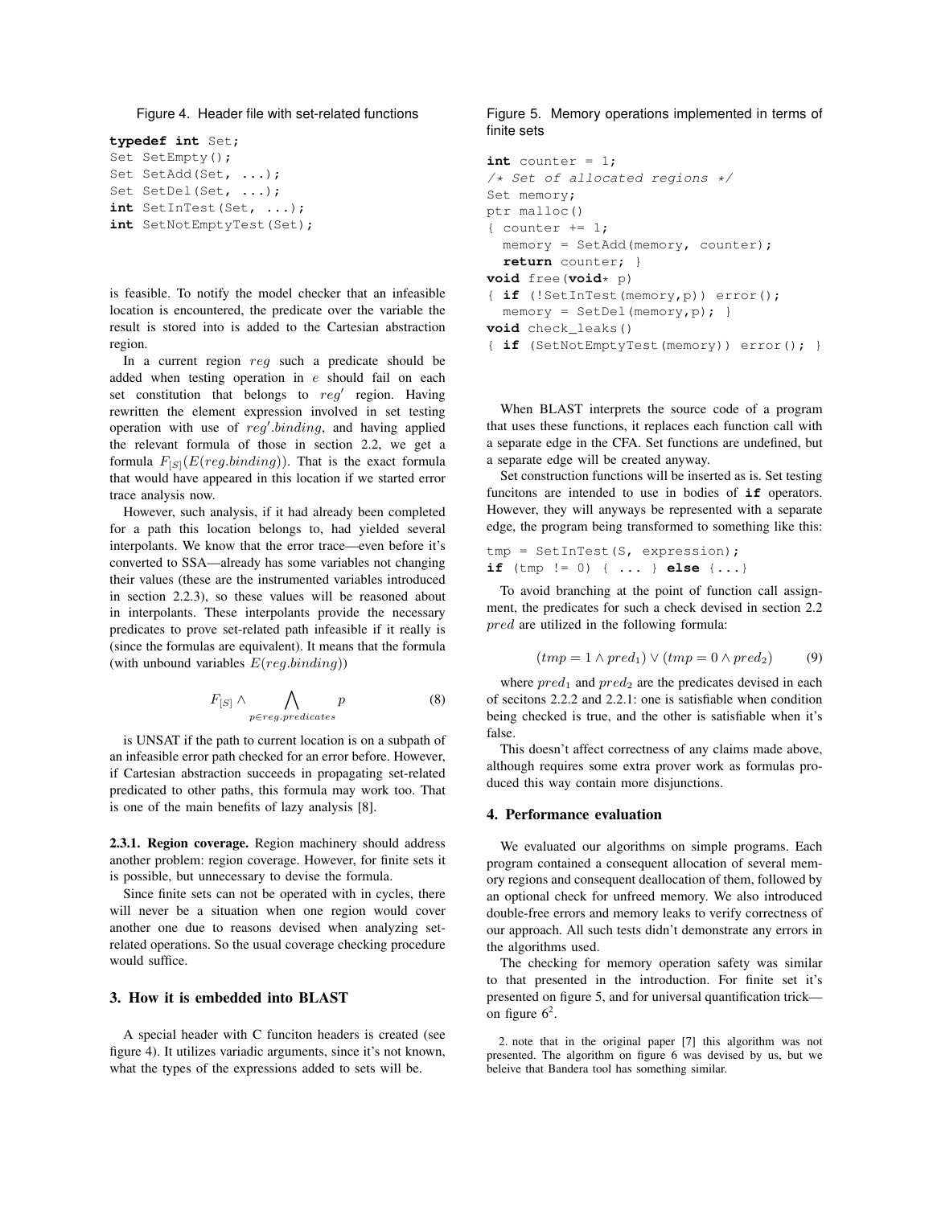Figure 4. Header file with set-related functions

```
typedef int Set;
Set SetEmpty();
Set SetAdd(Set, ...);
Set SetDel(Set, ...);
int SetInTest(Set, ...);
int SetNotEmptyTest(Set);
```

is feasible. To notify the model checker that an infeasible location is encountered, the predicate over the variable the result is stored into is added to the Cartesian abstraction region.

In a current region $reg$ such a predicate should be added when testing operation in $e$ should fail on each set constitution that belongs to $reg'$ region. Having rewritten the element expression involved in set testing operation with use of $reg'.binding$, and having applied the relevant formula of those in section 2.2, we get a formula $F_{[S]}(E(reg.binding))$. That is the exact formula that would have appeared in this location if we started error trace analysis now.

However, such analysis, if it had already been completed for a path this location belongs to, had yielded several interpolants. We know that the error trace—even before it's converted to SSA—already has some variables not changing their values (these are the instrumented variables introduced in section 2.2.3), so these values will be reasoned about in interpolants. These interpolants provide the necessary predicates to prove set-related path infeasible if it really is (since the formulas are equivalent). It means that the formula (with unbound variables $E(reg.binding)$)

$$F_{[S]} \wedge \bigwedge_{p \in reg.predicates} p \tag{8}$$

is UNSAT if the path to current location is on a subpath of an infeasible error path checked for an error before. However, if Cartesian abstraction succeeds in propagating set-related predicated to other paths, this formula may work too. That is one of the main benefits of lazy analysis [8].

**2.3.1. Region coverage.** Region machinery should address another problem: region coverage. However, for finite sets it is possible, but unnecessary to devise the formula.

Since finite sets can not be operated with in cycles, there will never be a situation when one region would cover another one due to reasons devised when analyzing set-related operations. So the usual coverage checking procedure would suffice.

## 3. How it is embedded into BLAST

A special header with C funciton headers is created (see figure 4). It utilizes variadic arguments, since it's not known, what the types of the expressions added to sets will be.

Figure 5. Memory operations implemented in terms of finite sets

```
int counter = 1;
/* Set of allocated regions */
Set memory;
ptr malloc()
{ counter += 1;
  memory = SetAdd(memory, counter);
  return counter; }
void free(void* p)
{ if (!SetInTest(memory,p)) error();
  memory = SetDel(memory,p); }
void check_leaks()
{ if (SetNotEmptyTest(memory)) error(); }
```

When BLAST interprets the source code of a program that uses these functions, it replaces each function call with a separate edge in the CFA. Set functions are undefined, but a separate edge will be created anyway.

Set construction functions will be inserted as is. Set testing funcitons are intended to use in bodies of **if** operators. However, they will anyways be represented with a separate edge, the program being transformed to something like this:

```
tmp = SetInTest(S, expression);
if (tmp != 0) { ... } else {...}
```

To avoid branching at the point of function call assignment, the predicates for such a check devised in section 2.2 $pred$ are utilized in the following formula:

$$(tmp = 1 \wedge pred_1) \vee (tmp = 0 \wedge pred_2) \tag{9}$$

where $pred_1$ and $pred_2$ are the predicates devised in each of secitons 2.2.2 and 2.2.1: one is satisfiable when condition being checked is true, and the other is satisfiable when it's false.

This doesn't affect correctness of any claims made above, although requires some extra prover work as formulas produced this way contain more disjunctions.

## 4. Performance evaluation

We evaluated our algorithms on simple programs. Each program contained a consequent allocation of several memory regions and consequent deallocation of them, followed by an optional check for unfreed memory. We also introduced double-free errors and memory leaks to verify correctness of our approach. All such tests didn't demonstrate any errors in the algorithms used.

The checking for memory operation safety was similar to that presented in the introduction. For finite set it's presented on figure 5, and for universal quantification trick—on figure 6[2].

2. note that in the original paper [7] this algorithm was not presented. The algorithm on figure 6 was devised by us, but we beleive that Bandera tool has something similar.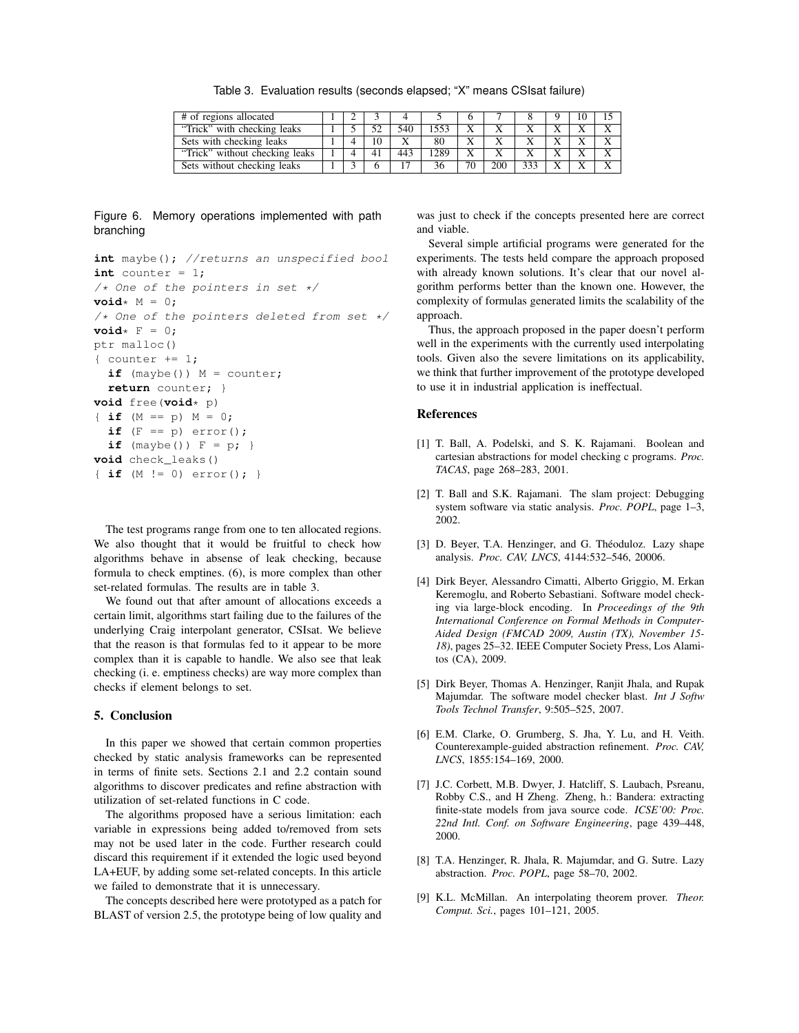Table 3. Evaluation results (seconds elapsed; "X" means CSIsat failure)

| # of regions allocated | 1 | 2 | 3 | 4 | 5 | 6 | 7 | 8 | 9 | 10 | 15 |
|---|---|---|---|---|---|---|---|---|---|---|---|
| "Trick" with checking leaks | 1 | 5 | 52 | 540 | 1553 | X | X | X | X | X | X |
| Sets with checking leaks | 1 | 4 | 10 | X | 80 | X | X | X | X | X | X |
| "Trick" without checking leaks | 1 | 4 | 41 | 443 | 1289 | X | X | X | X | X | X |
| Sets without checking leaks | 1 | 3 | 6 | 17 | 36 | 70 | 200 | 333 | X | X | X |

Figure 6. Memory operations implemented with path branching

```
int maybe(); //returns an unspecified bool
int counter = 1;
/* One of the pointers in set */
void* M = 0;
/* One of the pointers deleted from set */
void* F = 0;
ptr malloc()
{ counter += 1;
  if (maybe()) M = counter;
  return counter; }
void free(void* p)
{ if (M == p) M = 0;
  if (F == p) error();
  if (maybe()) F = p; }
void check_leaks()
{ if (M != 0) error(); }
```

The test programs range from one to ten allocated regions. We also thought that it would be fruitful to check how algorithms behave in absense of leak checking, because formula to check emptines. (6), is more complex than other set-related formulas. The results are in table 3.

We found out that after amount of allocations exceeds a certain limit, algorithms start failing due to the failures of the underlying Craig interpolant generator, CSIsat. We believe that the reason is that formulas fed to it appear to be more complex than it is capable to handle. We also see that leak checking (i. e. emptiness checks) are way more complex than checks if element belongs to set.

## 5. Conclusion

In this paper we showed that certain common properties checked by static analysis frameworks can be represented in terms of finite sets. Sections 2.1 and 2.2 contain sound algorithms to discover predicates and refine abstraction with utilization of set-related functions in C code.

The algorithms proposed have a serious limitation: each variable in expressions being added to/removed from sets may not be used later in the code. Further research could discard this requirement if it extended the logic used beyond LA+EUF, by adding some set-related concepts. In this article we failed to demonstrate that it is unnecessary.

The concepts described here were prototyped as a patch for BLAST of version 2.5, the prototype being of low quality and was just to check if the concepts presented here are correct and viable.

Several simple artificial programs were generated for the experiments. The tests held compare the approach proposed with already known solutions. It's clear that our novel algorithm performs better than the known one. However, the complexity of formulas generated limits the scalability of the approach.

Thus, the approach proposed in the paper doesn't perform well in the experiments with the currently used interpolating tools. Given also the severe limitations on its applicability, we think that further improvement of the prototype developed to use it in industrial application is ineffectual.

## References

[1] T. Ball, A. Podelski, and S. K. Rajamani. Boolean and cartesian abstractions for model checking c programs. *Proc. TACAS*, page 268–283, 2001.

[2] T. Ball and S.K. Rajamani. The slam project: Debugging system software via static analysis. *Proc. POPL*, page 1–3, 2002.

[3] D. Beyer, T.A. Henzinger, and G. Théoduloz. Lazy shape analysis. *Proc. CAV, LNCS*, 4144:532–546, 20006.

[4] Dirk Beyer, Alessandro Cimatti, Alberto Griggio, M. Erkan Keremoglu, and Roberto Sebastiani. Software model checking via large-block encoding. In *Proceedings of the 9th International Conference on Formal Methods in Computer-Aided Design (FMCAD 2009, Austin (TX), November 15-18)*, pages 25–32. IEEE Computer Society Press, Los Alamitos (CA), 2009.

[5] Dirk Beyer, Thomas A. Henzinger, Ranjit Jhala, and Rupak Majumdar. The software model checker blast. *Int J Softw Tools Technol Transfer*, 9:505–525, 2007.

[6] E.M. Clarke, O. Grumberg, S. Jha, Y. Lu, and H. Veith. Counterexample-guided abstraction refinement. *Proc. CAV, LNCS*, 1855:154–169, 2000.

[7] J.C. Corbett, M.B. Dwyer, J. Hatcliff, S. Laubach, Psreanu, Robby C.S., and H Zheng. Zheng, h.: Bandera: extracting finite-state models from java source code. *ICSE'00: Proc. 22nd Intl. Conf. on Software Engineering*, page 439–448, 2000.

[8] T.A. Henzinger, R. Jhala, R. Majumdar, and G. Sutre. Lazy abstraction. *Proc. POPL*, page 58–70, 2002.

[9] K.L. McMillan. An interpolating theorem prover. *Theor. Comput. Sci.*, pages 101–121, 2005.